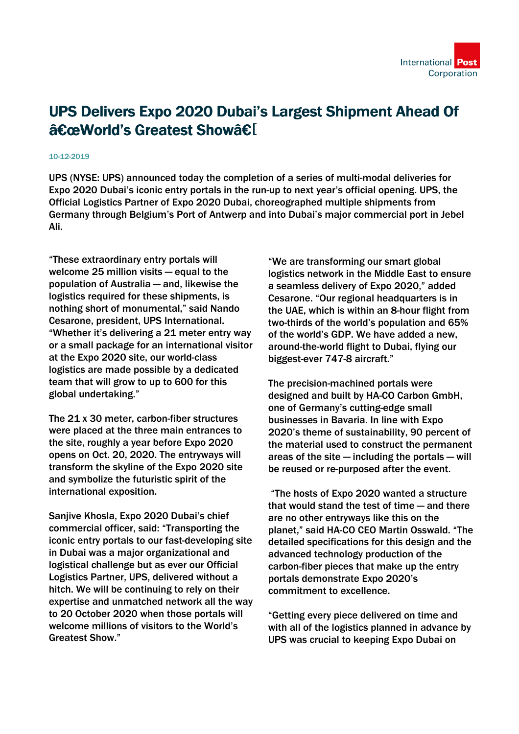# UPS Delivers Expo 2020 Dubai's Largest Shipment Ahead Of â€œWorld's Greatest Showâ€[

10-12-2019

UPS (NYSE: UPS) announced today the completion of a series of multi-modal deliveries for Expo 2020 Dubai's iconic entry portals in the run-up to next year's official opening. UPS, the Official Logistics Partner of Expo 2020 Dubai, choreographed multiple shipments from Germany through Belgium's Port of Antwerp and into Dubai's major commercial port in Jebel Ali.

"These extraordinary entry portals will welcome 25 million visits — equal to the population of Australia — and, likewise the logistics required for these shipments, is nothing short of monumental," said Nando Cesarone, president, UPS International. "Whether it's delivering a 21 meter entry way or a small package for an international visitor at the Expo 2020 site, our world-class logistics are made possible by a dedicated team that will grow to up to 600 for this global undertaking."

The 21 x 30 meter, carbon-fiber structures were placed at the three main entrances to the site, roughly a year before Expo 2020 opens on Oct. 20, 2020. The entryways will transform the skyline of the Expo 2020 site and symbolize the futuristic spirit of the international exposition.

Sanjive Khosla, Expo 2020 Dubai's chief commercial officer, said: "Transporting the iconic entry portals to our fast-developing site in Dubai was a major organizational and logistical challenge but as ever our Official Logistics Partner, UPS, delivered without a hitch. We will be continuing to rely on their expertise and unmatched network all the way to 20 October 2020 when those portals will welcome millions of visitors to the World's Greatest Show."

"We are transforming our smart global logistics network in the Middle East to ensure a seamless delivery of Expo 2020," added Cesarone. "Our regional headquarters is in the UAE, which is within an 8-hour flight from two-thirds of the world's population and 65% of the world's GDP. We have added a new, around-the-world flight to Dubai, flying our biggest-ever 747-8 aircraft."

The precision-machined portals were designed and built by HA-CO Carbon GmbH, one of Germany's cutting-edge small businesses in Bavaria. In line with Expo 2020's theme of sustainability, 90 percent of the material used to construct the permanent areas of the site — including the portals — will be reused or re-purposed after the event.

"The hosts of Expo 2020 wanted a structure that would stand the test of time — and there are no other entryways like this on the planet," said HA-CO CEO Martin Osswald. "The detailed specifications for this design and the advanced technology production of the carbon-fiber pieces that make up the entry portals demonstrate Expo 2020's commitment to excellence.

"Getting every piece delivered on time and with all of the logistics planned in advance by UPS was crucial to keeping Expo Dubai on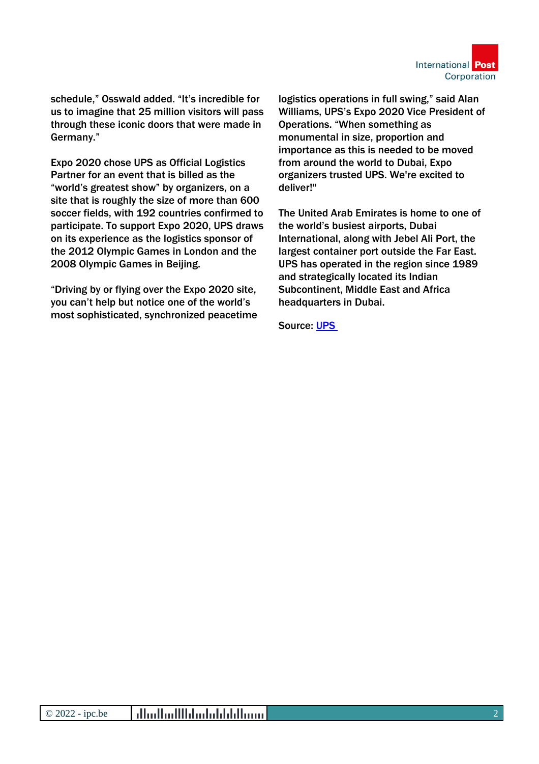schedule," Osswald added. "It's incredible for us to imagine that 25 million visitors will pass through these iconic doors that were made in Germany."

Expo 2020 chose UPS as Official Logistics Partner for an event that is billed as the "world's greatest show" by organizers, on a site that is roughly the size of more than 600 soccer fields, with 192 countries confirmed to participate. To support Expo 2020, UPS draws on its experience as the logistics sponsor of the 2012 Olympic Games in London and the 2008 Olympic Games in Beijing.

"Driving by or flying over the Expo 2020 site, you can't help but notice one of the world's most sophisticated, synchronized peacetime logistics operations in full swing," said Alan Williams, UPS's Expo 2020 Vice President of Operations. "When something as monumental in size, proportion and importance as this is needed to be moved from around the world to Dubai, Expo organizers trusted UPS. We're excited to deliver!"

The United Arab Emirates is home to one of the world's busiest airports, Dubai International, along with Jebel Ali Port, the largest container port outside the Far East. UPS has operated in the region since 1989 and strategically located its Indian Subcontinent, Middle East and Africa headquarters in Dubai.

Source: UPS